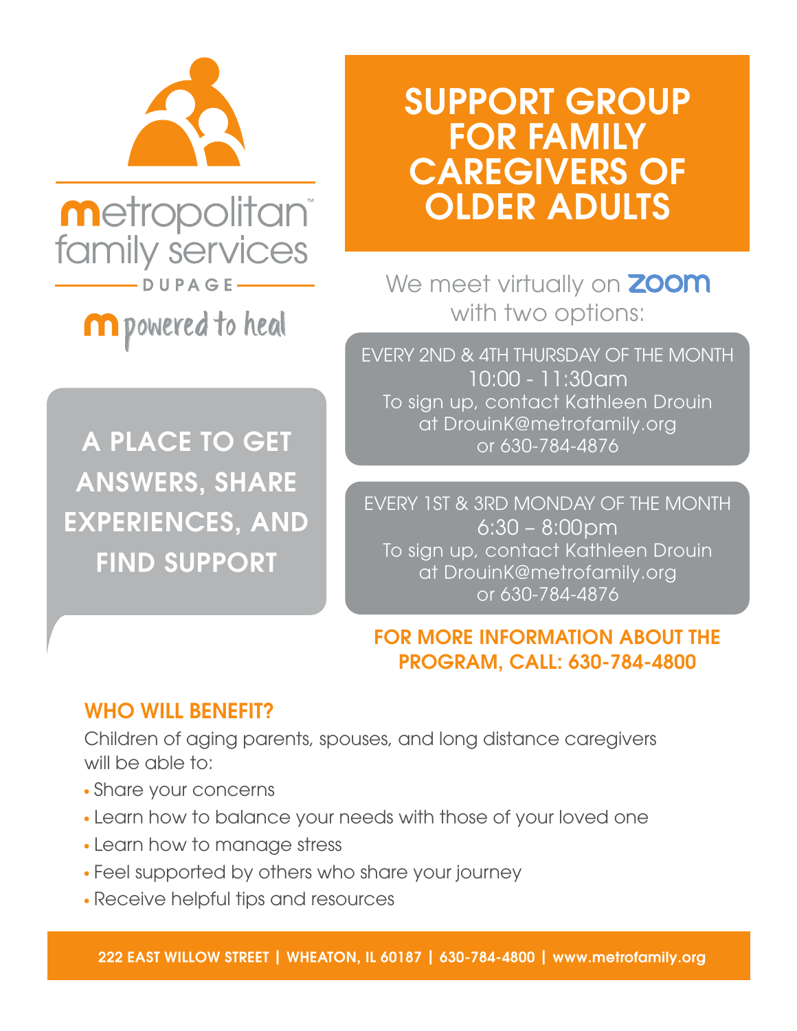metropolitan™ family services

DUPAGE

m powered to heal

# SUPPORT GROUP FOR FAMILY CAREGIVERS OF OLDER ADULTS

**A PLACE TO GET ANSWERS, SHARE EXPERIENCES, AND FIND SUPPORT**

We meet virtually on zoom with two options:

EVERY 2ND & 4TH THURSDAY OF THE MONTH
10:00 - 11:30am
To sign up, contact Kathleen Drouin at DrouinK@metrofamily.org or 630-784-4876

EVERY 1ST & 3RD MONDAY OF THE MONTH
6:30 – 8:00pm
To sign up, contact Kathleen Drouin at DrouinK@metrofamily.org or 630-784-4876

**FOR MORE INFORMATION ABOUT THE PROGRAM, CALL: 630-784-4800**

## WHO WILL BENEFIT?

Children of aging parents, spouses, and long distance caregivers will be able to:

- Share your concerns
- Learn how to balance your needs with those of your loved one
- Learn how to manage stress
- Feel supported by others who share your journey
- Receive helpful tips and resources

222 EAST WILLOW STREET | WHEATON, IL 60187 | 630-784-4800 | www.metrofamily.org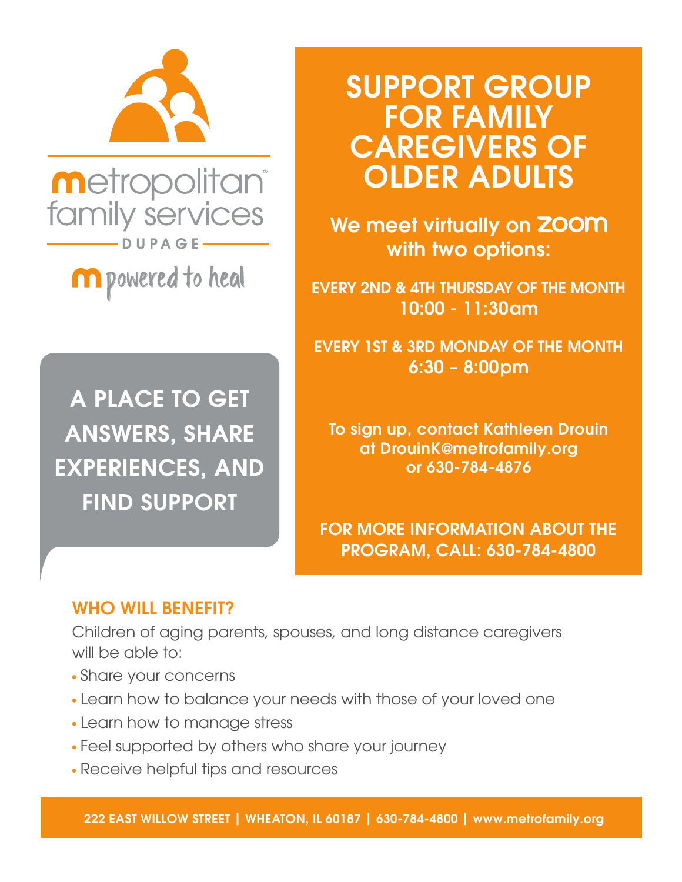metropolitan™
family services
DUPAGE

powered to heal

# SUPPORT GROUP FOR FAMILY CAREGIVERS OF OLDER ADULTS

**A PLACE TO GET ANSWERS, SHARE EXPERIENCES, AND FIND SUPPORT**

**We meet virtually on zoom with two options:**

**EVERY 2ND & 4TH THURSDAY OF THE MONTH**
**10:00 - 11:30am**

**EVERY 1ST & 3RD MONDAY OF THE MONTH**
**6:30 – 8:00pm**

**To sign up, contact Kathleen Drouin at DrouinK@metrofamily.org or 630-784-4876**

**FOR MORE INFORMATION ABOUT THE PROGRAM, CALL: 630-784-4800**

## WHO WILL BENEFIT?

Children of aging parents, spouses, and long distance caregivers will be able to:

- Share your concerns
- Learn how to balance your needs with those of your loved one
- Learn how to manage stress
- Feel supported by others who share your journey
- Receive helpful tips and resources

222 EAST WILLOW STREET | WHEATON, IL 60187 | 630-784-4800 | www.metrofamily.org